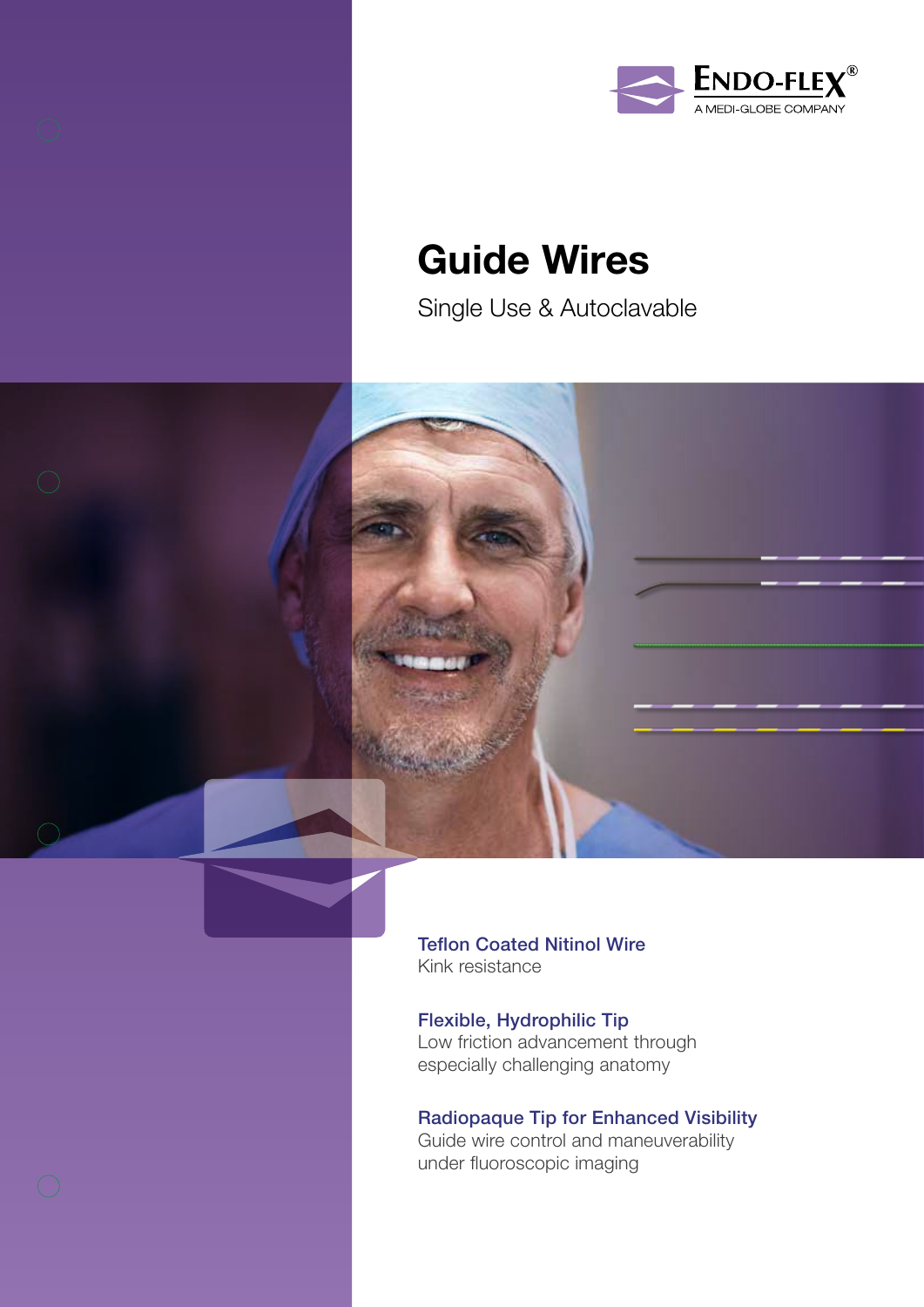ENDO-FLEX®
A MEDI-GLOBE COMPANY

# Guide Wires

Single Use & Autoclavable

### Teflon Coated Nitinol Wire

Kink resistance

### Flexible, Hydrophilic Tip

Low friction advancement through especially challenging anatomy

### Radiopaque Tip for Enhanced Visibility

Guide wire control and maneuverability under fluoroscopic imaging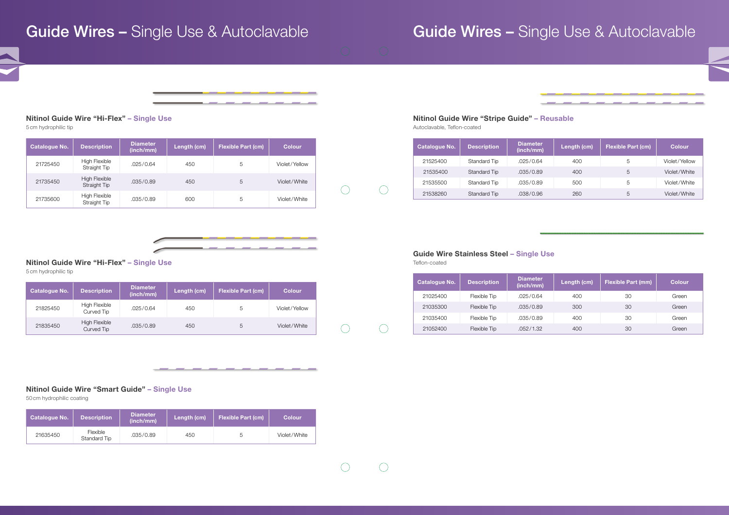# Guide Wires – Single Use & Autoclavable

### Nitinol Guide Wire "Hi-Flex" – Single Use

5 cm hydrophilic tip

| Catalogue No. | Description | Diameter (inch/mm) | Length (cm) | Flexible Part (cm) | Colour |
|---|---|---|---|---|---|
| 21725450 | High Flexible Straight Tip | .025/0.64 | 450 | 5 | Violet/Yellow |
| 21735450 | High Flexible Straight Tip | .035/0.89 | 450 | 5 | Violet/White |
| 21735600 | High Flexible Straight Tip | .035/0.89 | 600 | 5 | Violet/White |

### Nitinol Guide Wire "Hi-Flex" – Single Use

5 cm hydrophilic tip

| Catalogue No. | Description | Diameter (inch/mm) | Length (cm) | Flexible Part (cm) | Colour |
|---|---|---|---|---|---|
| 21825450 | High Flexible Curved Tip | .025/0.64 | 450 | 5 | Violet/Yellow |
| 21835450 | High Flexible Curved Tip | .035/0.89 | 450 | 5 | Violet/White |

### Nitinol Guide Wire "Smart Guide" – Single Use

50 cm hydrophilic coating

| Catalogue No. | Description | Diameter (inch/mm) | Length (cm) | Flexible Part (cm) | Colour |
|---|---|---|---|---|---|
| 21635450 | Flexible Standard Tip | .035/0.89 | 450 | 5 | Violet/White |

# Guide Wires – Single Use & Autoclavable

### Nitinol Guide Wire "Stripe Guide" – Reusable

Autoclavable, Teflon-coated

| Catalogue No. | Description | Diameter (inch/mm) | Length (cm) | Flexible Part (cm) | Colour |
|---|---|---|---|---|---|
| 21525400 | Standard Tip | .025/0.64 | 400 | 5 | Violet/Yellow |
| 21535400 | Standard Tip | .035/0.89 | 400 | 5 | Violet/White |
| 21535500 | Standard Tip | .035/0.89 | 500 | 5 | Violet/White |
| 21538260 | Standard Tip | .038/0.96 | 260 | 5 | Violet/White |

### Guide Wire Stainless Steel – Single Use

Teflon-coated

| Catalogue No. | Description | Diameter (inch/mm) | Length (cm) | Flexible Part (mm) | Colour |
|---|---|---|---|---|---|
| 21025400 | Flexible Tip | .025/0.64 | 400 | 30 | Green |
| 21035300 | Flexible Tip | .035/0.89 | 300 | 30 | Green |
| 21035400 | Flexible Tip | .035/0.89 | 400 | 30 | Green |
| 21052400 | Flexible Tip | .052/1.32 | 400 | 30 | Green |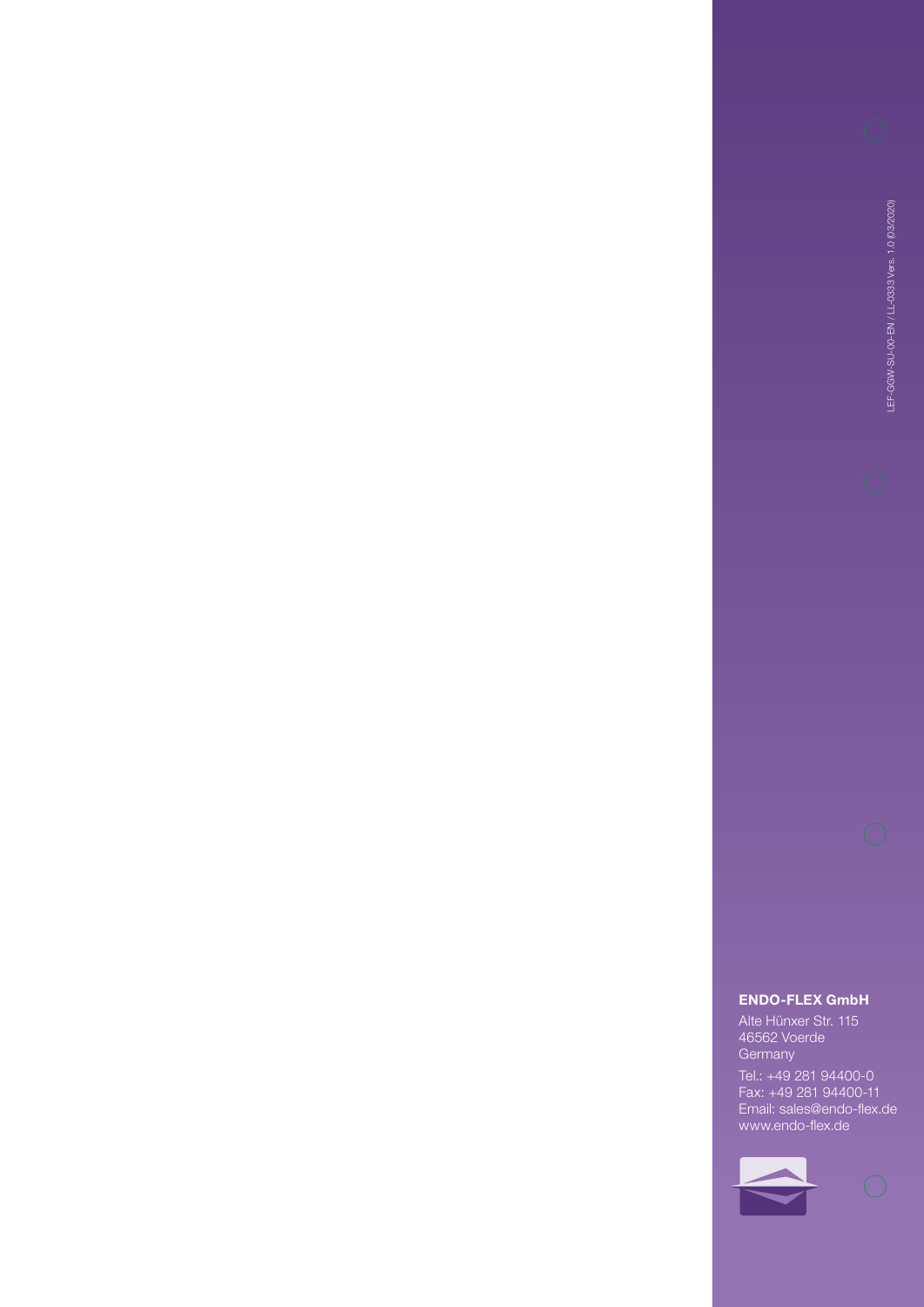LEF-GGW-SU-00-EN / LL-0333 Vers. 1.0 (03/2020)

**ENDO-FLEX GmbH**

Alte Hünxer Str. 115
46562 Voerde
Germany

Tel.: +49 281 94400-0
Fax: +49 281 94400-11
Email: sales@endo-flex.de
www.endo-flex.de